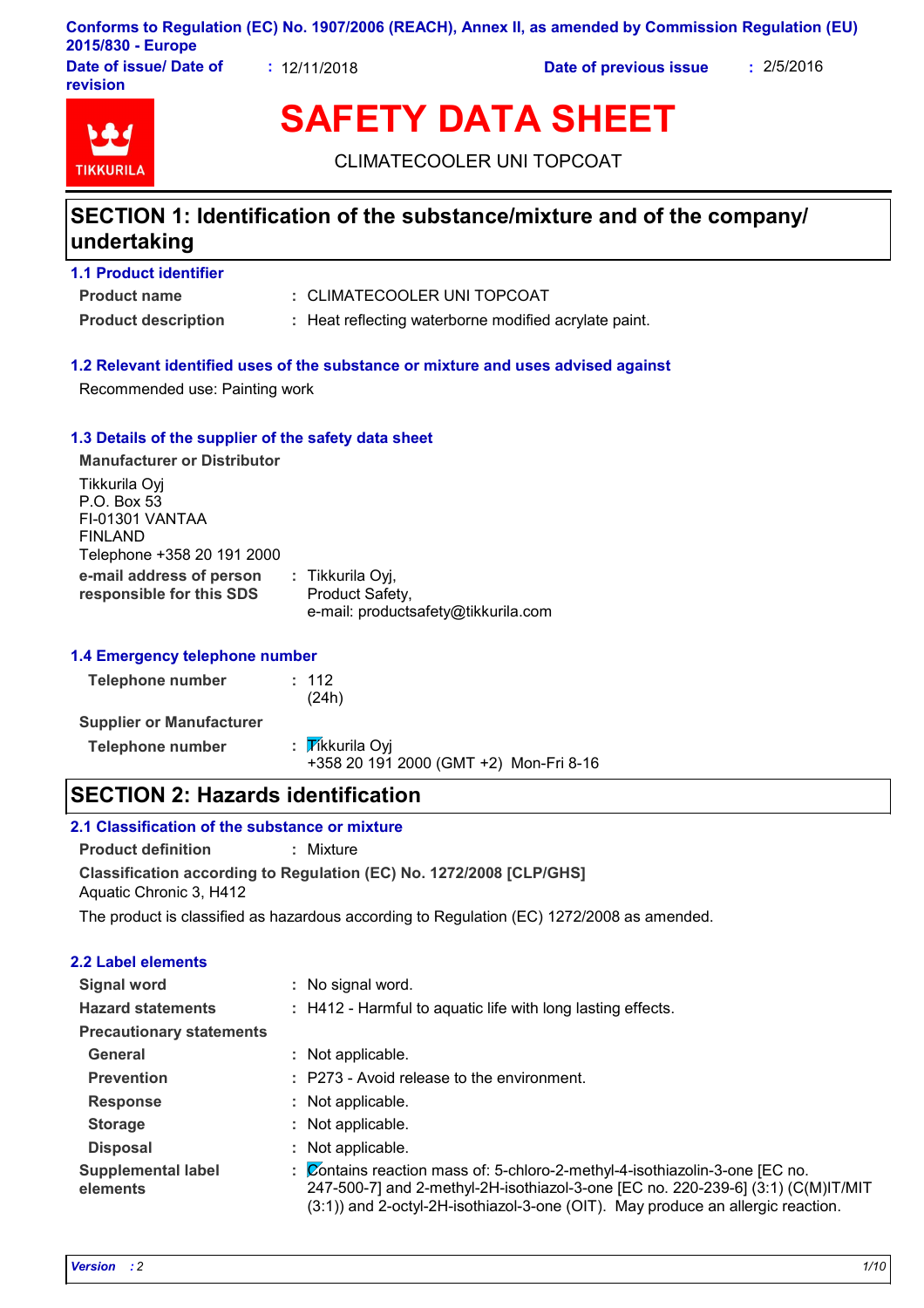Conforms to Regulation (EC) No. 1907/2006 (REACH), Annex II, as amended by Commission Regulation (EU) 2015/830 - Europe

**Date of issue/ Date of revision** : 12/11/2018 **Date of previous issue** : 2/5/2016

# SAFETY DATA SHEET

CLIMATECOOLER UNI TOPCOAT

## SECTION 1: Identification of the substance/mixture and of the company/ undertaking

### 1.1 Product identifier

**Product name** : CLIMATECOOLER UNI TOPCOAT

**Product description** : Heat reflecting waterborne modified acrylate paint.

### 1.2 Relevant identified uses of the substance or mixture and uses advised against

Recommended use: Painting work

### 1.3 Details of the supplier of the safety data sheet

**Manufacturer or Distributor**

Tikkurila Oyj
P.O. Box 53
FI-01301 VANTAA
FINLAND
Telephone +358 20 191 2000

**e-mail address of person responsible for this SDS** : Tikkurila Oyj,
Product Safety,
e-mail: productsafety@tikkurila.com

### 1.4 Emergency telephone number

**Telephone number** : 112
(24h)

**Supplier or Manufacturer**

**Telephone number** : Tikkurila Oyj
+358 20 191 2000 (GMT +2) Mon-Fri 8-16

## SECTION 2: Hazards identification

### 2.1 Classification of the substance or mixture

**Product definition** : Mixture

**Classification according to Regulation (EC) No. 1272/2008 [CLP/GHS]**
Aquatic Chronic 3, H412

The product is classified as hazardous according to Regulation (EC) 1272/2008 as amended.

### 2.2 Label elements

**Signal word** : No signal word.

**Hazard statements** : H412 - Harmful to aquatic life with long lasting effects.

**Precautionary statements**

**General** : Not applicable.

**Prevention** : P273 - Avoid release to the environment.

**Response** : Not applicable.

**Storage** : Not applicable.

**Disposal** : Not applicable.

**Supplemental label elements** : Contains reaction mass of: 5-chloro-2-methyl-4-isothiazolin-3-one [EC no. 247-500-7] and 2-methyl-2H-isothiazol-3-one [EC no. 220-239-6] (3:1) (C(M)IT/MIT (3:1)) and 2-octyl-2H-isothiazol-3-one (OIT). May produce an allergic reaction.

*Version : 2*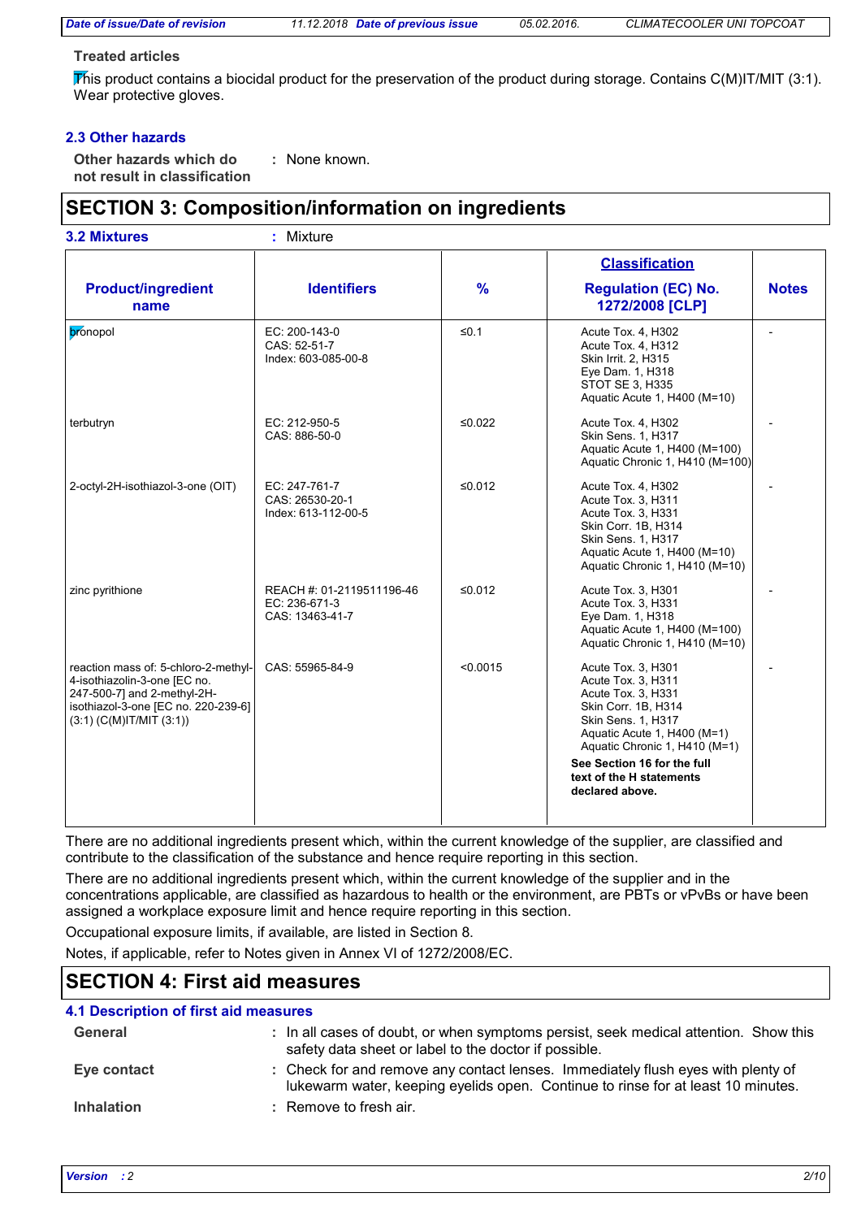**Treated articles**

This product contains a biocidal product for the preservation of the product during storage. Contains C(M)IT/MIT (3:1). Wear protective gloves.

### 2.3 Other hazards

**Other hazards which do not result in classification** : None known.

## SECTION 3: Composition/information on ingredients

**3.2 Mixtures** : Mixture

| Product/ingredient name | Identifiers | % | Classification Regulation (EC) No. 1272/2008 [CLP] | Notes |
|---|---|---|---|---|
| bronopol | EC: 200-143-0<br>CAS: 52-51-7<br>Index: 603-085-00-8 | ≤0.1 | Acute Tox. 4, H302<br>Acute Tox. 4, H312<br>Skin Irrit. 2, H315<br>Eye Dam. 1, H318<br>STOT SE 3, H335<br>Aquatic Acute 1, H400 (M=10) | - |
| terbutryn | EC: 212-950-5<br>CAS: 886-50-0 | ≤0.022 | Acute Tox. 4, H302<br>Skin Sens. 1, H317<br>Aquatic Acute 1, H400 (M=100)<br>Aquatic Chronic 1, H410 (M=100) | - |
| 2-octyl-2H-isothiazol-3-one (OIT) | EC: 247-761-7<br>CAS: 26530-20-1<br>Index: 613-112-00-5 | ≤0.012 | Acute Tox. 4, H302<br>Acute Tox. 3, H311<br>Acute Tox. 3, H331<br>Skin Corr. 1B, H314<br>Skin Sens. 1, H317<br>Aquatic Acute 1, H400 (M=10)<br>Aquatic Chronic 1, H410 (M=10) | - |
| zinc pyrithione | REACH #: 01-2119511196-46<br>EC: 236-671-3<br>CAS: 13463-41-7 | ≤0.012 | Acute Tox. 3, H301<br>Acute Tox. 3, H331<br>Eye Dam. 1, H318<br>Aquatic Acute 1, H400 (M=100)<br>Aquatic Chronic 1, H410 (M=10) | - |
| reaction mass of: 5-chloro-2-methyl-4-isothiazolin-3-one [EC no. 247-500-7] and 2-methyl-2H-isothiazol-3-one [EC no. 220-239-6] (3:1) (C(M)IT/MIT (3:1)) | CAS: 55965-84-9 | <0.0015 | Acute Tox. 3, H301<br>Acute Tox. 3, H311<br>Acute Tox. 3, H331<br>Skin Corr. 1B, H314<br>Skin Sens. 1, H317<br>Aquatic Acute 1, H400 (M=1)<br>Aquatic Chronic 1, H410 (M=1)<br><br>**See Section 16 for the full text of the H statements declared above.** | - |

There are no additional ingredients present which, within the current knowledge of the supplier, are classified and contribute to the classification of the substance and hence require reporting in this section.

There are no additional ingredients present which, within the current knowledge of the supplier and in the concentrations applicable, are classified as hazardous to health or the environment, are PBTs or vPvBs or have been assigned a workplace exposure limit and hence require reporting in this section.

Occupational exposure limits, if available, are listed in Section 8.

Notes, if applicable, refer to Notes given in Annex VI of 1272/2008/EC.

## SECTION 4: First aid measures

### 4.1 Description of first aid measures

**General** : In all cases of doubt, or when symptoms persist, seek medical attention. Show this safety data sheet or label to the doctor if possible.

**Eye contact** : Check for and remove any contact lenses. Immediately flush eyes with plenty of lukewarm water, keeping eyelids open. Continue to rinse for at least 10 minutes.

**Inhalation** : Remove to fresh air.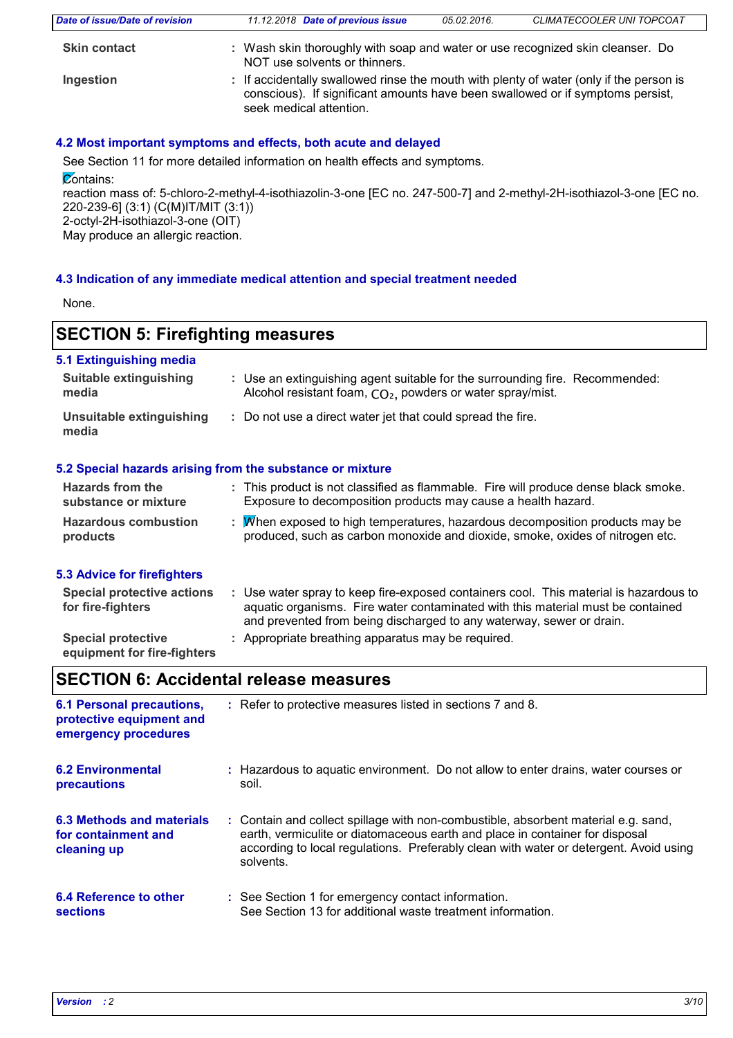| | | |
|---|---|---|
| **Skin contact** | : | Wash skin thoroughly with soap and water or use recognized skin cleanser. Do NOT use solvents or thinners. |
| **Ingestion** | : | If accidentally swallowed rinse the mouth with plenty of water (only if the person is conscious). If significant amounts have been swallowed or if symptoms persist, seek medical attention. |

### 4.2 Most important symptoms and effects, both acute and delayed

See Section 11 for more detailed information on health effects and symptoms.

Contains:
reaction mass of: 5-chloro-2-methyl-4-isothiazolin-3-one [EC no. 247-500-7] and 2-methyl-2H-isothiazol-3-one [EC no. 220-239-6] (3:1) (C(M)IT/MIT (3:1))
2-octyl-2H-isothiazol-3-one (OIT)
May produce an allergic reaction.

### 4.3 Indication of any immediate medical attention and special treatment needed

None.

## SECTION 5: Firefighting measures

### 5.1 Extinguishing media

| | | |
|---|---|---|
| **Suitable extinguishing media** | : | Use an extinguishing agent suitable for the surrounding fire. Recommended: Alcohol resistant foam, $CO_2$, powders or water spray/mist. |
| **Unsuitable extinguishing media** | : | Do not use a direct water jet that could spread the fire. |

### 5.2 Special hazards arising from the substance or mixture

| | | |
|---|---|---|
| **Hazards from the substance or mixture** | : | This product is not classified as flammable. Fire will produce dense black smoke. Exposure to decomposition products may cause a health hazard. |
| **Hazardous combustion products** | : | When exposed to high temperatures, hazardous decomposition products may be produced, such as carbon monoxide and dioxide, smoke, oxides of nitrogen etc. |

### 5.3 Advice for firefighters

| | | |
|---|---|---|
| **Special protective actions for fire-fighters** | : | Use water spray to keep fire-exposed containers cool. This material is hazardous to aquatic organisms. Fire water contaminated with this material must be contained and prevented from being discharged to any waterway, sewer or drain. |
| **Special protective equipment for fire-fighters** | : | Appropriate breathing apparatus may be required. |

## SECTION 6: Accidental release measures

| | | |
|---|---|---|
| **6.1 Personal precautions, protective equipment and emergency procedures** | : | Refer to protective measures listed in sections 7 and 8. |
| **6.2 Environmental precautions** | : | Hazardous to aquatic environment. Do not allow to enter drains, water courses or soil. |
| **6.3 Methods and materials for containment and cleaning up** | : | Contain and collect spillage with non-combustible, absorbent material e.g. sand, earth, vermiculite or diatomaceous earth and place in container for disposal according to local regulations. Preferably clean with water or detergent. Avoid using solvents. |
| **6.4 Reference to other sections** | : | See Section 1 for emergency contact information. See Section 13 for additional waste treatment information. |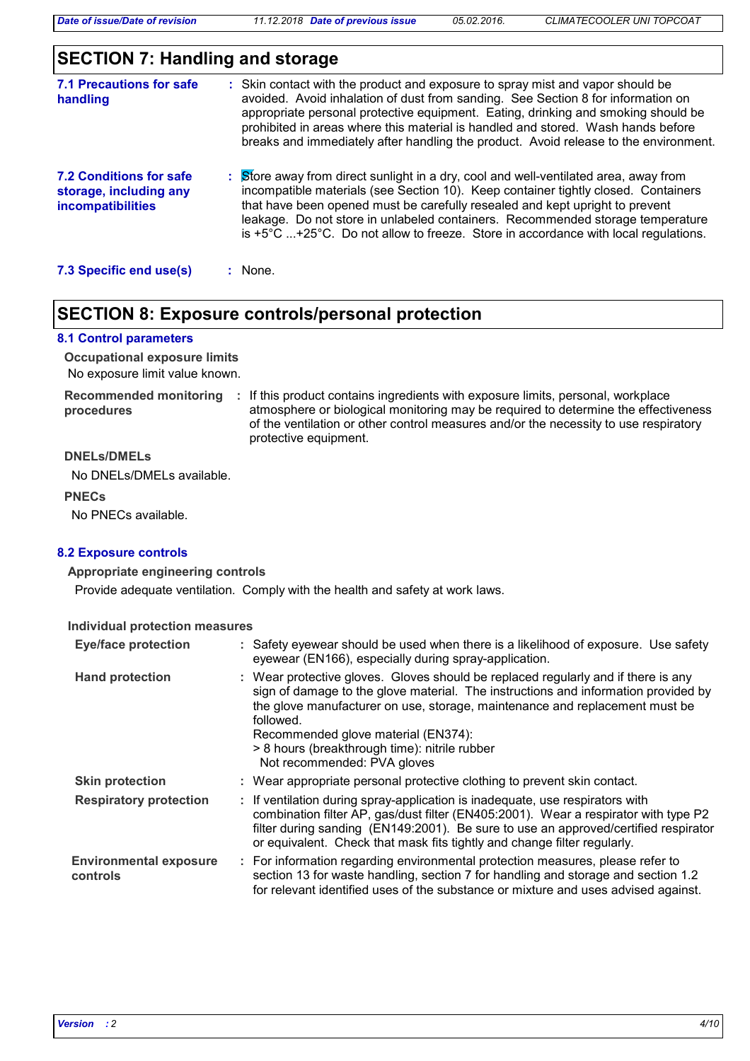## SECTION 7: Handling and storage

**7.1 Precautions for safe handling** : Skin contact with the product and exposure to spray mist and vapor should be avoided. Avoid inhalation of dust from sanding. See Section 8 for information on appropriate personal protective equipment. Eating, drinking and smoking should be prohibited in areas where this material is handled and stored. Wash hands before breaks and immediately after handling the product. Avoid release to the environment.

**7.2 Conditions for safe storage, including any incompatibilities** : Store away from direct sunlight in a dry, cool and well-ventilated area, away from incompatible materials (see Section 10). Keep container tightly closed. Containers that have been opened must be carefully resealed and kept upright to prevent leakage. Do not store in unlabeled containers. Recommended storage temperature is +5°C ...+25°C. Do not allow to freeze. Store in accordance with local regulations.

**7.3 Specific end use(s)** : None.

## SECTION 8: Exposure controls/personal protection

### 8.1 Control parameters

**Occupational exposure limits**

No exposure limit value known.

**Recommended monitoring procedures** : If this product contains ingredients with exposure limits, personal, workplace atmosphere or biological monitoring may be required to determine the effectiveness of the ventilation or other control measures and/or the necessity to use respiratory protective equipment.

**DNELs/DMELs**

No DNELs/DMELs available.

**PNECs**

No PNECs available.

### 8.2 Exposure controls

**Appropriate engineering controls**

Provide adequate ventilation. Comply with the health and safety at work laws.

**Individual protection measures**

**Eye/face protection** : Safety eyewear should be used when there is a likelihood of exposure. Use safety eyewear (EN166), especially during spray-application.

**Hand protection** : Wear protective gloves. Gloves should be replaced regularly and if there is any sign of damage to the glove material. The instructions and information provided by the glove manufacturer on use, storage, maintenance and replacement must be followed.
Recommended glove material (EN374):
> 8 hours (breakthrough time): nitrile rubber
Not recommended: PVA gloves

**Skin protection** : Wear appropriate personal protective clothing to prevent skin contact.

**Respiratory protection** : If ventilation during spray-application is inadequate, use respirators with combination filter AP, gas/dust filter (EN405:2001). Wear a respirator with type P2 filter during sanding (EN149:2001). Be sure to use an approved/certified respirator or equivalent. Check that mask fits tightly and change filter regularly.

**Environmental exposure controls** : For information regarding environmental protection measures, please refer to section 13 for waste handling, section 7 for handling and storage and section 1.2 for relevant identified uses of the substance or mixture and uses advised against.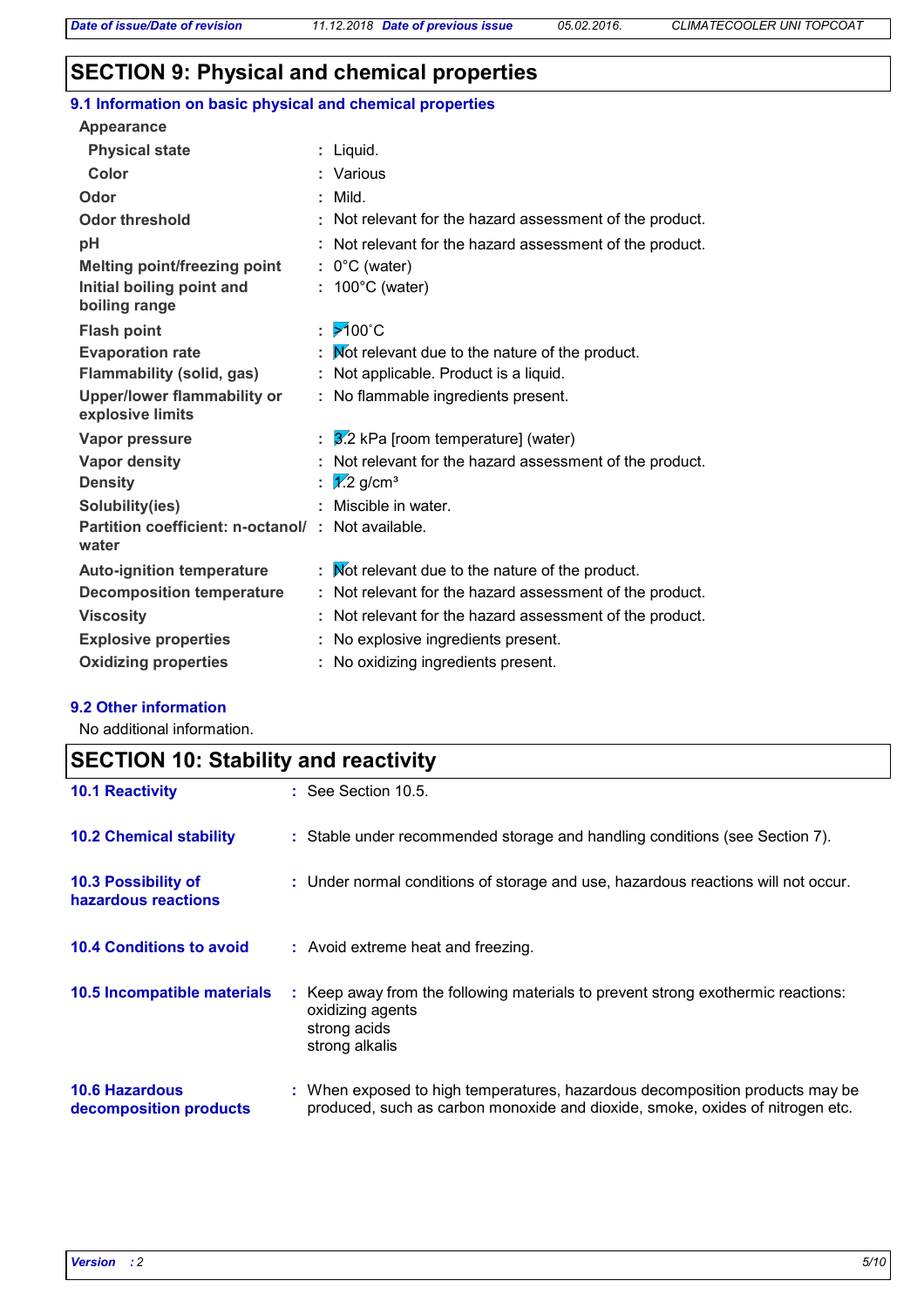# SECTION 9: Physical and chemical properties

## 9.1 Information on basic physical and chemical properties

**Appearance**

| | | |
|---|---|---|
| **Physical state** | : | Liquid. |
| **Color** | : | Various |
| **Odor** | : | Mild. |
| **Odor threshold** | : | Not relevant for the hazard assessment of the product. |
| **pH** | : | Not relevant for the hazard assessment of the product. |
| **Melting point/freezing point** | : | 0°C (water) |
| **Initial boiling point and boiling range** | : | 100°C (water) |
| **Flash point** | : | >100˚C |
| **Evaporation rate** | : | Not relevant due to the nature of the product. |
| **Flammability (solid, gas)** | : | Not applicable. Product is a liquid. |
| **Upper/lower flammability or explosive limits** | : | No flammable ingredients present. |
| **Vapor pressure** | : | 3.2 kPa [room temperature] (water) |
| **Vapor density** | : | Not relevant for the hazard assessment of the product. |
| **Density** | : | 1.2 g/cm³ |
| **Solubility(ies)** | : | Miscible in water. |
| **Partition coefficient: n-octanol/water** | : | Not available. |
| **Auto-ignition temperature** | : | Not relevant due to the nature of the product. |
| **Decomposition temperature** | : | Not relevant for the hazard assessment of the product. |
| **Viscosity** | : | Not relevant for the hazard assessment of the product. |
| **Explosive properties** | : | No explosive ingredients present. |
| **Oxidizing properties** | : | No oxidizing ingredients present. |

## 9.2 Other information

No additional information.

# SECTION 10: Stability and reactivity

| | | |
|---|---|---|
| **10.1 Reactivity** | : | See Section 10.5. |
| **10.2 Chemical stability** | : | Stable under recommended storage and handling conditions (see Section 7). |
| **10.3 Possibility of hazardous reactions** | : | Under normal conditions of storage and use, hazardous reactions will not occur. |
| **10.4 Conditions to avoid** | : | Avoid extreme heat and freezing. |
| **10.5 Incompatible materials** | : | Keep away from the following materials to prevent strong exothermic reactions: oxidizing agents, strong acids, strong alkalis |
| **10.6 Hazardous decomposition products** | : | When exposed to high temperatures, hazardous decomposition products may be produced, such as carbon monoxide and dioxide, smoke, oxides of nitrogen etc. |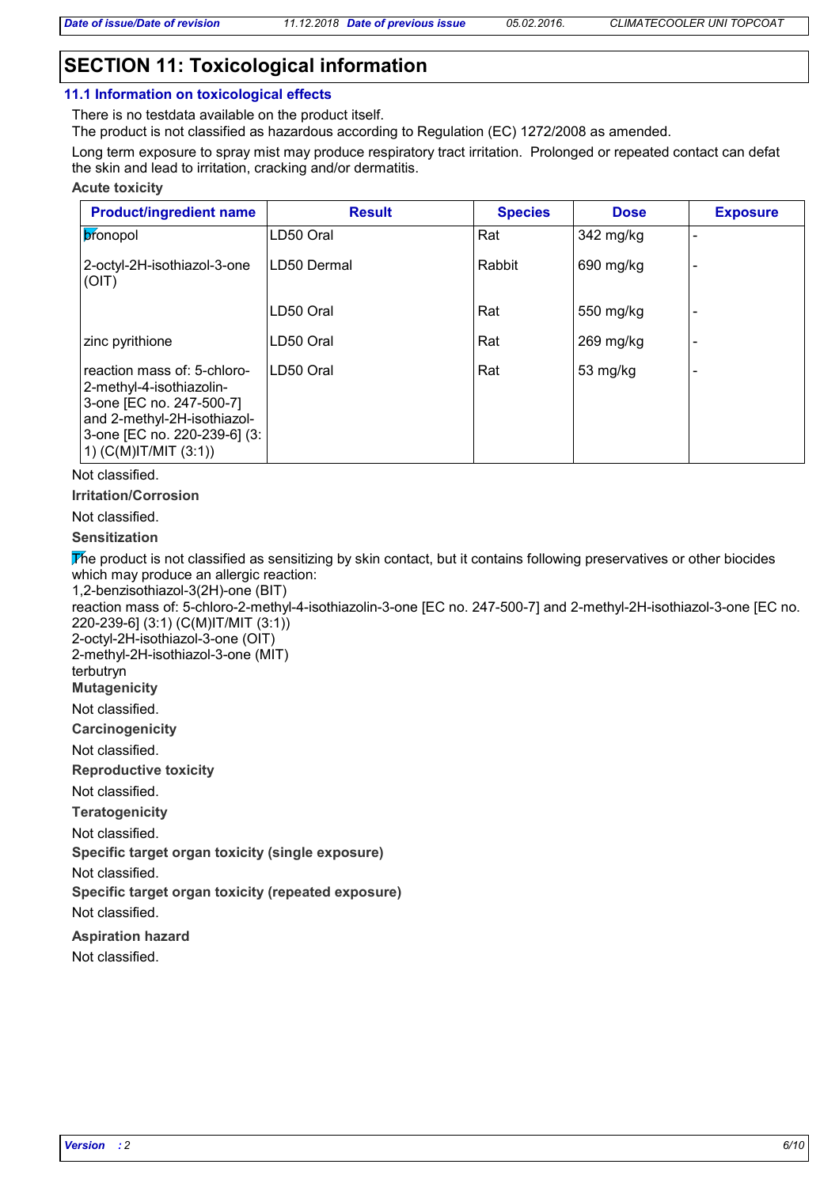# SECTION 11: Toxicological information

## 11.1 Information on toxicological effects

There is no testdata available on the product itself.
The product is not classified as hazardous according to Regulation (EC) 1272/2008 as amended.

Long term exposure to spray mist may produce respiratory tract irritation. Prolonged or repeated contact can defat the skin and lead to irritation, cracking and/or dermatitis.

**Acute toxicity**

| Product/ingredient name | Result | Species | Dose | Exposure |
|---|---|---|---|---|
| bronopol | LD50 Oral | Rat | 342 mg/kg | - |
| 2-octyl-2H-isothiazol-3-one (OIT) | LD50 Dermal | Rabbit | 690 mg/kg | - |
| | LD50 Oral | Rat | 550 mg/kg | - |
| zinc pyrithione | LD50 Oral | Rat | 269 mg/kg | - |
| reaction mass of: 5-chloro-2-methyl-4-isothiazolin-3-one [EC no. 247-500-7] and 2-methyl-2H-isothiazol-3-one [EC no. 220-239-6] (3:1) (C(M)IT/MIT (3:1)) | LD50 Oral | Rat | 53 mg/kg | - |

Not classified.

**Irritation/Corrosion**

Not classified.

**Sensitization**

The product is not classified as sensitizing by skin contact, but it contains following preservatives or other biocides which may produce an allergic reaction:
1,2-benzisothiazol-3(2H)-one (BIT)
reaction mass of: 5-chloro-2-methyl-4-isothiazolin-3-one [EC no. 247-500-7] and 2-methyl-2H-isothiazol-3-one [EC no. 220-239-6] (3:1) (C(M)IT/MIT (3:1))
2-octyl-2H-isothiazol-3-one (OIT)
2-methyl-2H-isothiazol-3-one (MIT)
terbutryn

**Mutagenicity**

Not classified.

**Carcinogenicity**

Not classified.

**Reproductive toxicity**

Not classified.

**Teratogenicity**

Not classified.

**Specific target organ toxicity (single exposure)**

Not classified.

**Specific target organ toxicity (repeated exposure)**

Not classified.

**Aspiration hazard**

Not classified.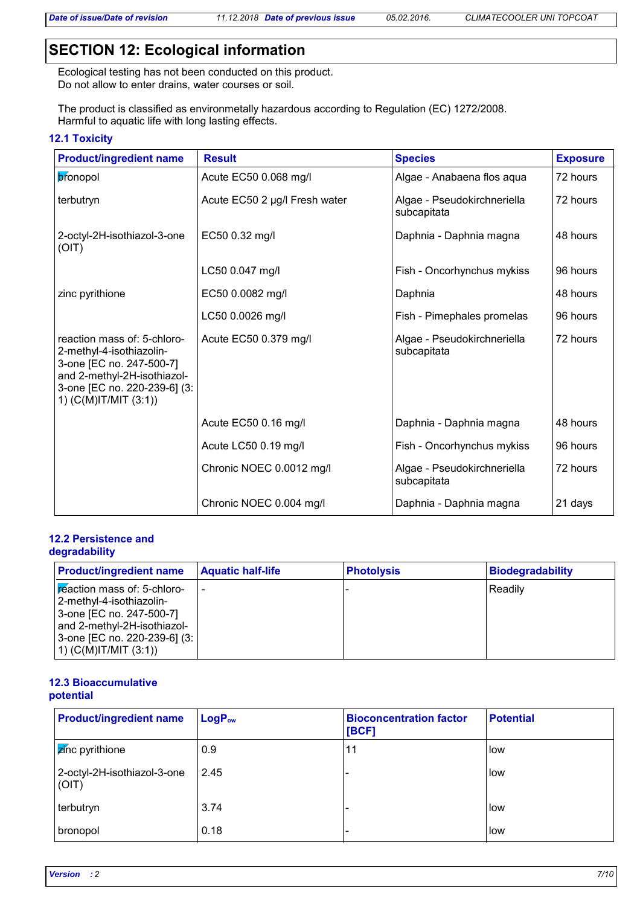## SECTION 12: Ecological information

Ecological testing has not been conducted on this product.
Do not allow to enter drains, water courses or soil.

The product is classified as environmetally hazardous according to Regulation (EC) 1272/2008.
Harmful to aquatic life with long lasting effects.

### 12.1 Toxicity

| Product/ingredient name | Result | Species | Exposure |
|---|---|---|---|
| bronopol | Acute EC50 0.068 mg/l | Algae - Anabaena flos aqua | 72 hours |
| terbutryn | Acute EC50 2 µg/l Fresh water | Algae - Pseudokirchneriella subcapitata | 72 hours |
| 2-octyl-2H-isothiazol-3-one (OIT) | EC50 0.32 mg/l | Daphnia - Daphnia magna | 48 hours |
| | LC50 0.047 mg/l | Fish - Oncorhynchus mykiss | 96 hours |
| zinc pyrithione | EC50 0.0082 mg/l | Daphnia | 48 hours |
| | LC50 0.0026 mg/l | Fish - Pimephales promelas | 96 hours |
| reaction mass of: 5-chloro-2-methyl-4-isothiazolin-3-one [EC no. 247-500-7] and 2-methyl-2H-isothiazol-3-one [EC no. 220-239-6] (3:1) (C(M)IT/MIT (3:1)) | Acute EC50 0.379 mg/l | Algae - Pseudokirchneriella subcapitata | 72 hours |
| | Acute EC50 0.16 mg/l | Daphnia - Daphnia magna | 48 hours |
| | Acute LC50 0.19 mg/l | Fish - Oncorhynchus mykiss | 96 hours |
| | Chronic NOEC 0.0012 mg/l | Algae - Pseudokirchneriella subcapitata | 72 hours |
| | Chronic NOEC 0.004 mg/l | Daphnia - Daphnia magna | 21 days |

### 12.2 Persistence and degradability

| Product/ingredient name | Aquatic half-life | Photolysis | Biodegradability |
|---|---|---|---|
| reaction mass of: 5-chloro-2-methyl-4-isothiazolin-3-one [EC no. 247-500-7] and 2-methyl-2H-isothiazol-3-one [EC no. 220-239-6] (3:1) (C(M)IT/MIT (3:1)) | - | - | Readily |

### 12.3 Bioaccumulative potential

| Product/ingredient name | $LogP_{ow}$ | Bioconcentration factor [BCF] | Potential |
|---|---|---|---|
| zinc pyrithione | 0.9 | 11 | low |
| 2-octyl-2H-isothiazol-3-one (OIT) | 2.45 | - | low |
| terbutryn | 3.74 | - | low |
| bronopol | 0.18 | - | low |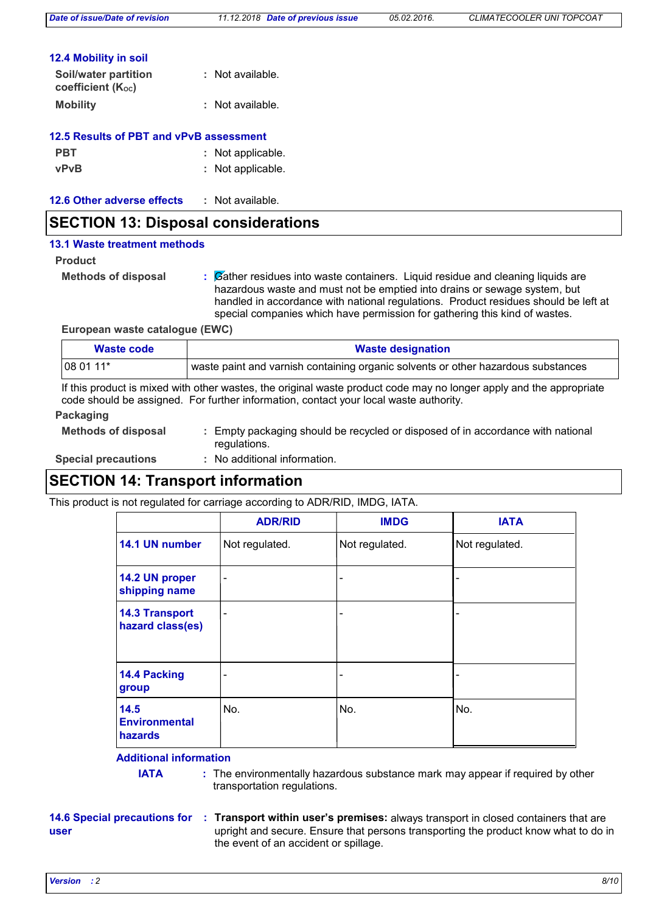### 12.4 Mobility in soil

**Soil/water partition coefficient ($K_{OC}$)** : Not available.

**Mobility** : Not available.

### 12.5 Results of PBT and vPvB assessment

**PBT** : Not applicable.

**vPvB** : Not applicable.

### 12.6 Other adverse effects : Not available.

## SECTION 13: Disposal considerations

### 13.1 Waste treatment methods

**Product**

**Methods of disposal** : Gather residues into waste containers. Liquid residue and cleaning liquids are hazardous waste and must not be emptied into drains or sewage system, but handled in accordance with national regulations. Product residues should be left at special companies which have permission for gathering this kind of wastes.

**European waste catalogue (EWC)**

| Waste code | Waste designation |
|---|---|
| 08 01 11* | waste paint and varnish containing organic solvents or other hazardous substances |

If this product is mixed with other wastes, the original waste product code may no longer apply and the appropriate code should be assigned. For further information, contact your local waste authority.

**Packaging**

**Methods of disposal** : Empty packaging should be recycled or disposed of in accordance with national regulations.

**Special precautions** : No additional information.

## SECTION 14: Transport information

This product is not regulated for carriage according to ADR/RID, IMDG, IATA.

| | ADR/RID | IMDG | IATA |
|---|---|---|---|
| **14.1 UN number** | Not regulated. | Not regulated. | Not regulated. |
| **14.2 UN proper shipping name** | - | - | - |
| **14.3 Transport hazard class(es)** | - | - | - |
| **14.4 Packing group** | - | - | - |
| **14.5 Environmental hazards** | No. | No. | No. |

**Additional information**

**IATA** : The environmentally hazardous substance mark may appear if required by other transportation regulations.

### 14.6 Special precautions for user

: **Transport within user's premises:** always transport in closed containers that are upright and secure. Ensure that persons transporting the product know what to do in the event of an accident or spillage.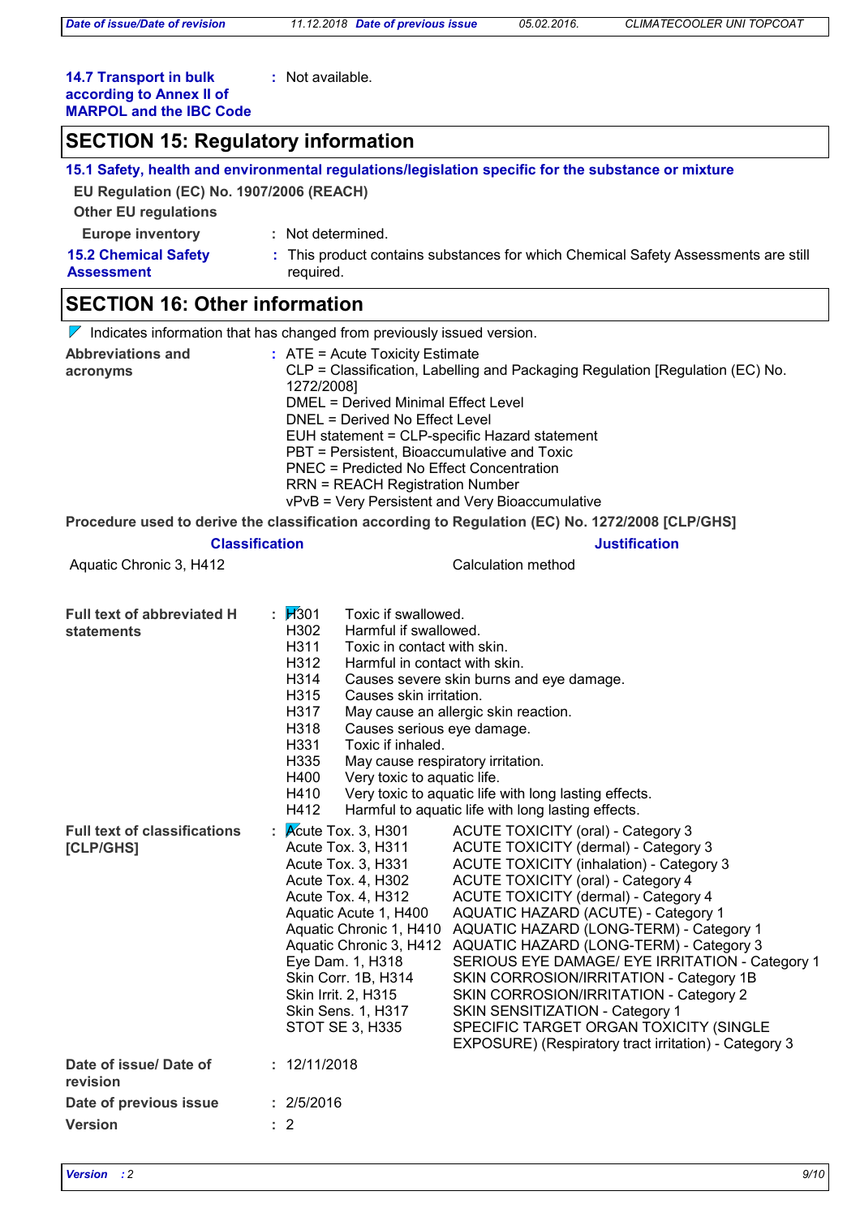**14.7 Transport in bulk according to Annex II of MARPOL and the IBC Code** : Not available.

## SECTION 15: Regulatory information

**15.1 Safety, health and environmental regulations/legislation specific for the substance or mixture**

**EU Regulation (EC) No. 1907/2006 (REACH)**

**Other EU regulations**

**Europe inventory** : Not determined.

**15.2 Chemical Safety Assessment** : This product contains substances for which Chemical Safety Assessments are still required.

## SECTION 16: Other information

Indicates information that has changed from previously issued version.

**Abbreviations and acronyms** :
ATE = Acute Toxicity Estimate
CLP = Classification, Labelling and Packaging Regulation [Regulation (EC) No. 1272/2008]
DMEL = Derived Minimal Effect Level
DNEL = Derived No Effect Level
EUH statement = CLP-specific Hazard statement
PBT = Persistent, Bioaccumulative and Toxic
PNEC = Predicted No Effect Concentration
RRN = REACH Registration Number
vPvB = Very Persistent and Very Bioaccumulative

**Procedure used to derive the classification according to Regulation (EC) No. 1272/2008 [CLP/GHS]**

| Classification | Justification |
|---|---|
| Aquatic Chronic 3, H412 | Calculation method |

**Full text of abbreviated H statements** :

| | |
|---|---|
| H301 | Toxic if swallowed. |
| H302 | Harmful if swallowed. |
| H311 | Toxic in contact with skin. |
| H312 | Harmful in contact with skin. |
| H314 | Causes severe skin burns and eye damage. |
| H315 | Causes skin irritation. |
| H317 | May cause an allergic skin reaction. |
| H318 | Causes serious eye damage. |
| H331 | Toxic if inhaled. |
| H335 | May cause respiratory irritation. |
| H400 | Very toxic to aquatic life. |
| H410 | Very toxic to aquatic life with long lasting effects. |
| H412 | Harmful to aquatic life with long lasting effects. |

**Full text of classifications [CLP/GHS]** :

| | |
|---|---|
| Acute Tox. 3, H301 | ACUTE TOXICITY (oral) - Category 3 |
| Acute Tox. 3, H311 | ACUTE TOXICITY (dermal) - Category 3 |
| Acute Tox. 3, H331 | ACUTE TOXICITY (inhalation) - Category 3 |
| Acute Tox. 4, H302 | ACUTE TOXICITY (oral) - Category 4 |
| Acute Tox. 4, H312 | ACUTE TOXICITY (dermal) - Category 4 |
| Aquatic Acute 1, H400 | AQUATIC HAZARD (ACUTE) - Category 1 |
| Aquatic Chronic 1, H410 | AQUATIC HAZARD (LONG-TERM) - Category 1 |
| Aquatic Chronic 3, H412 | AQUATIC HAZARD (LONG-TERM) - Category 3 |
| Eye Dam. 1, H318 | SERIOUS EYE DAMAGE/ EYE IRRITATION - Category 1 |
| Skin Corr. 1B, H314 | SKIN CORROSION/IRRITATION - Category 1B |
| Skin Irrit. 2, H315 | SKIN CORROSION/IRRITATION - Category 2 |
| Skin Sens. 1, H317 | SKIN SENSITIZATION - Category 1 |
| STOT SE 3, H335 | SPECIFIC TARGET ORGAN TOXICITY (SINGLE EXPOSURE) (Respiratory tract irritation) - Category 3 |

**Date of issue/ Date of revision** : 12/11/2018

**Date of previous issue** : 2/5/2016

**Version** : 2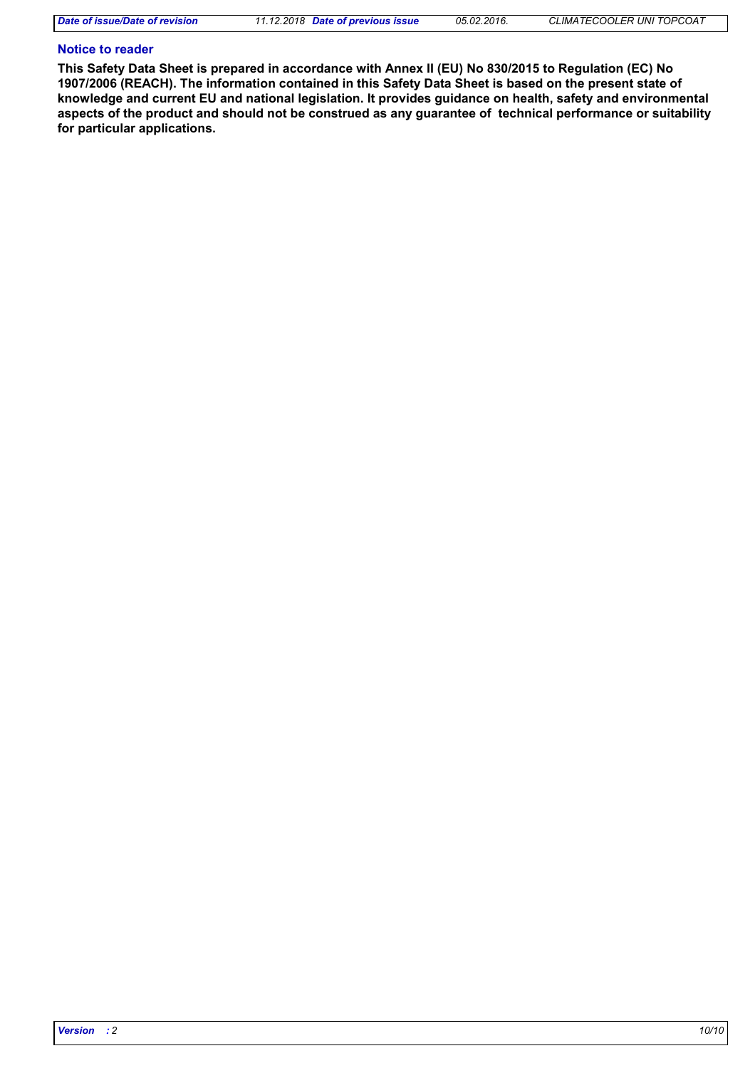### Notice to reader

**This Safety Data Sheet is prepared in accordance with Annex II (EU) No 830/2015 to Regulation (EC) No 1907/2006 (REACH). The information contained in this Safety Data Sheet is based on the present state of knowledge and current EU and national legislation. It provides guidance on health, safety and environmental aspects of the product and should not be construed as any guarantee of technical performance or suitability for particular applications.**